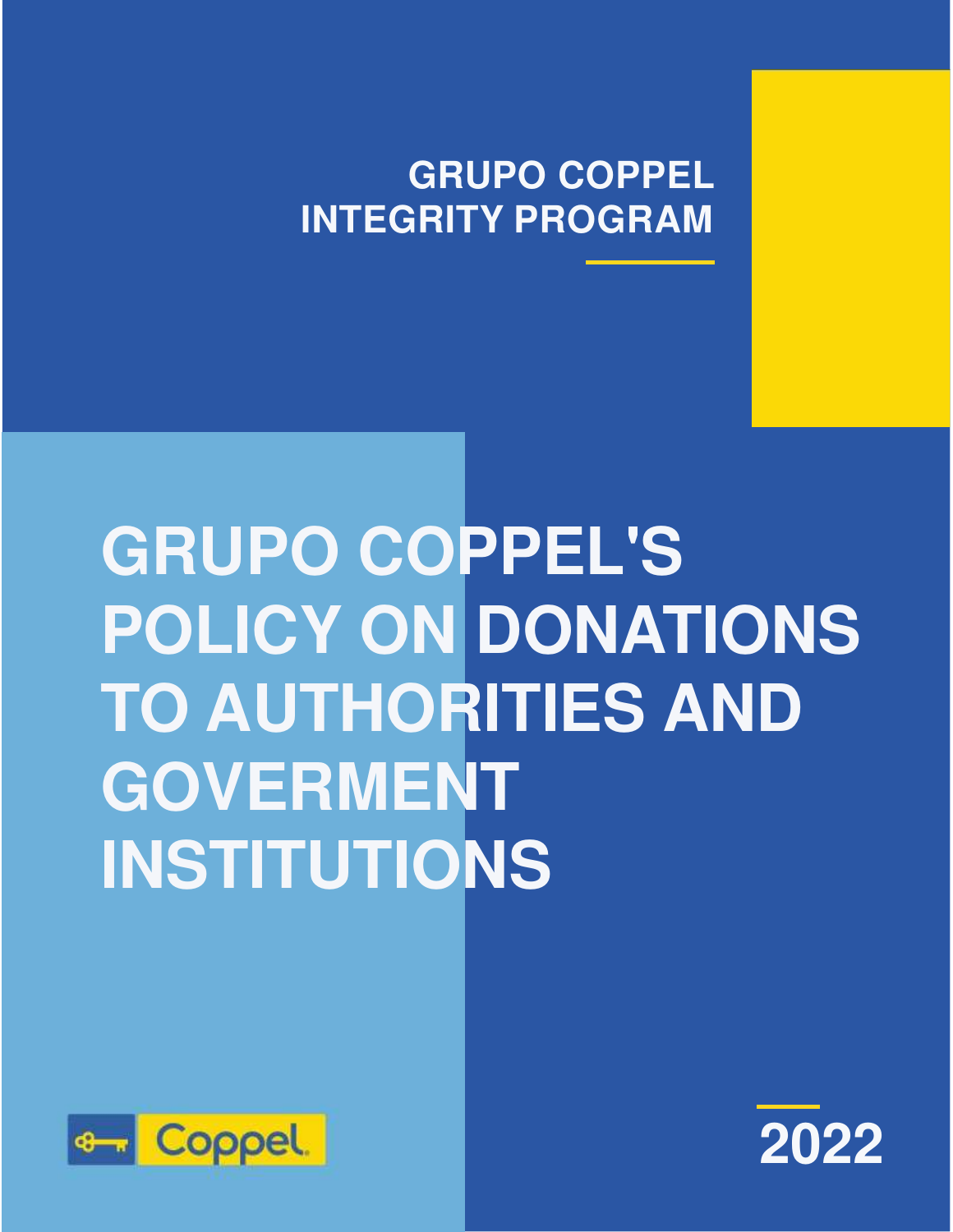GRUPO COPPEL
INTEGRITY PROGRAM

# GRUPO COPPEL'S POLICY ON DONATIONS TO AUTHORITIES AND GOVERMENT INSTITUTIONS

Coppel

2022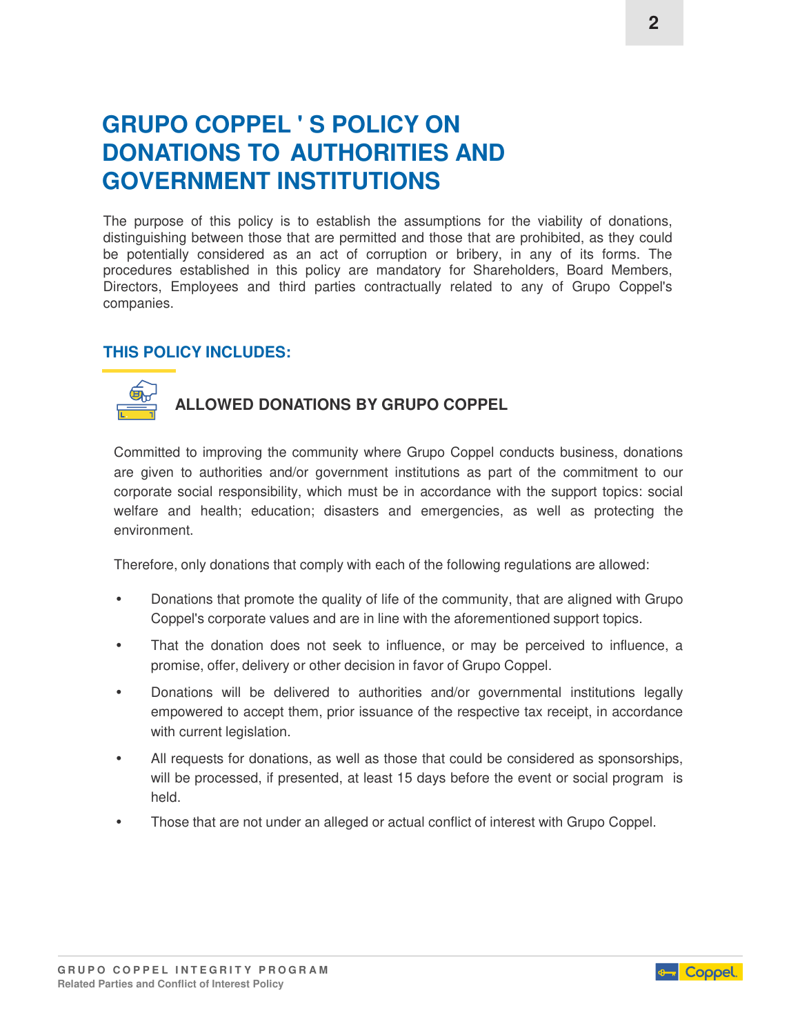# GRUPO COPPEL ' S POLICY ON DONATIONS TO AUTHORITIES AND GOVERNMENT INSTITUTIONS

The purpose of this policy is to establish the assumptions for the viability of donations, distinguishing between those that are permitted and those that are prohibited, as they could be potentially considered as an act of corruption or bribery, in any of its forms. The procedures established in this policy are mandatory for Shareholders, Board Members, Directors, Employees and third parties contractually related to any of Grupo Coppel's companies.

## THIS POLICY INCLUDES:

### ALLOWED DONATIONS BY GRUPO COPPEL

Committed to improving the community where Grupo Coppel conducts business, donations are given to authorities and/or government institutions as part of the commitment to our corporate social responsibility, which must be in accordance with the support topics: social welfare and health; education; disasters and emergencies, as well as protecting the environment.

Therefore, only donations that comply with each of the following regulations are allowed:

- Donations that promote the quality of life of the community, that are aligned with Grupo Coppel's corporate values and are in line with the aforementioned support topics.
- That the donation does not seek to influence, or may be perceived to influence, a promise, offer, delivery or other decision in favor of Grupo Coppel.
- Donations will be delivered to authorities and/or governmental institutions legally empowered to accept them, prior issuance of the respective tax receipt, in accordance with current legislation.
- All requests for donations, as well as those that could be considered as sponsorships, will be processed, if presented, at least 15 days before the event or social program is held.
- Those that are not under an alleged or actual conflict of interest with Grupo Coppel.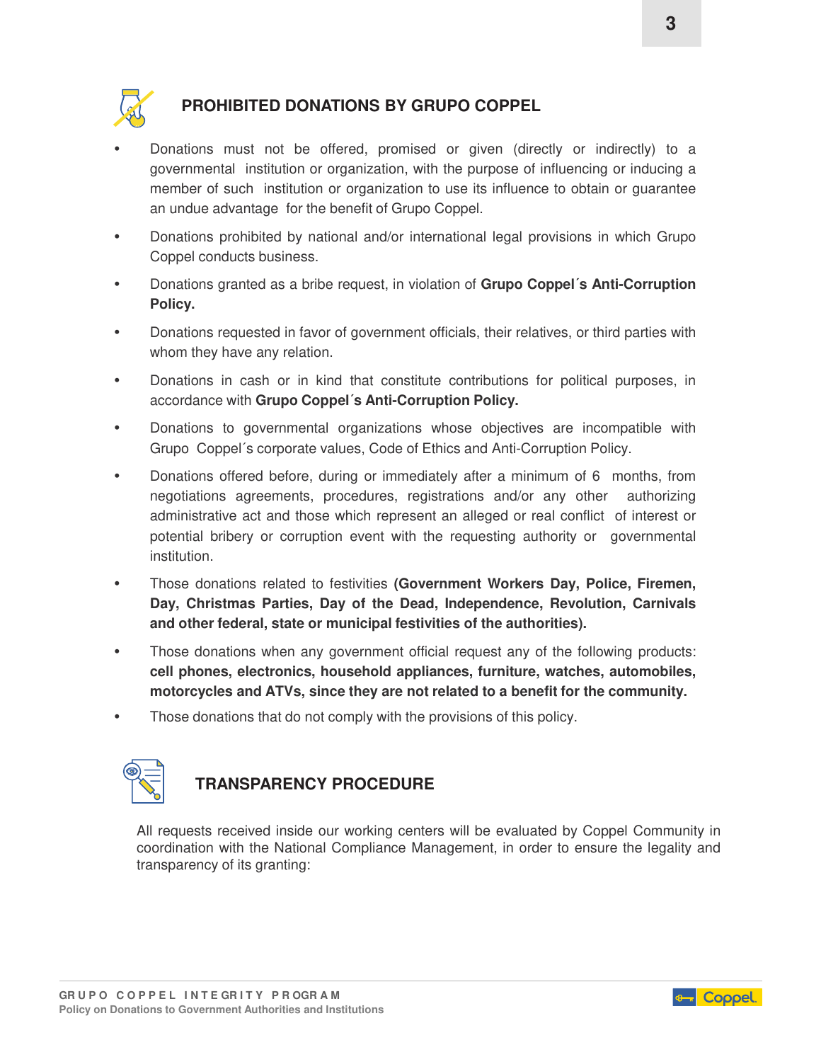## PROHIBITED DONATIONS BY GRUPO COPPEL

- Donations must not be offered, promised or given (directly or indirectly) to a governmental institution or organization, with the purpose of influencing or inducing a member of such institution or organization to use its influence to obtain or guarantee an undue advantage for the benefit of Grupo Coppel.
- Donations prohibited by national and/or international legal provisions in which Grupo Coppel conducts business.
- Donations granted as a bribe request, in violation of **Grupo Coppel´s Anti-Corruption Policy.**
- Donations requested in favor of government officials, their relatives, or third parties with whom they have any relation.
- Donations in cash or in kind that constitute contributions for political purposes, in accordance with **Grupo Coppel´s Anti-Corruption Policy.**
- Donations to governmental organizations whose objectives are incompatible with Grupo Coppel´s corporate values, Code of Ethics and Anti-Corruption Policy.
- Donations offered before, during or immediately after a minimum of 6 months, from negotiations agreements, procedures, registrations and/or any other authorizing administrative act and those which represent an alleged or real conflict of interest or potential bribery or corruption event with the requesting authority or governmental institution.
- Those donations related to festivities **(Government Workers Day, Police, Firemen, Day, Christmas Parties, Day of the Dead, Independence, Revolution, Carnivals and other federal, state or municipal festivities of the authorities).**
- Those donations when any government official request any of the following products: **cell phones, electronics, household appliances, furniture, watches, automobiles, motorcycles and ATVs, since they are not related to a benefit for the community.**
- Those donations that do not comply with the provisions of this policy.

## TRANSPARENCY PROCEDURE

All requests received inside our working centers will be evaluated by Coppel Community in coordination with the National Compliance Management, in order to ensure the legality and transparency of its granting: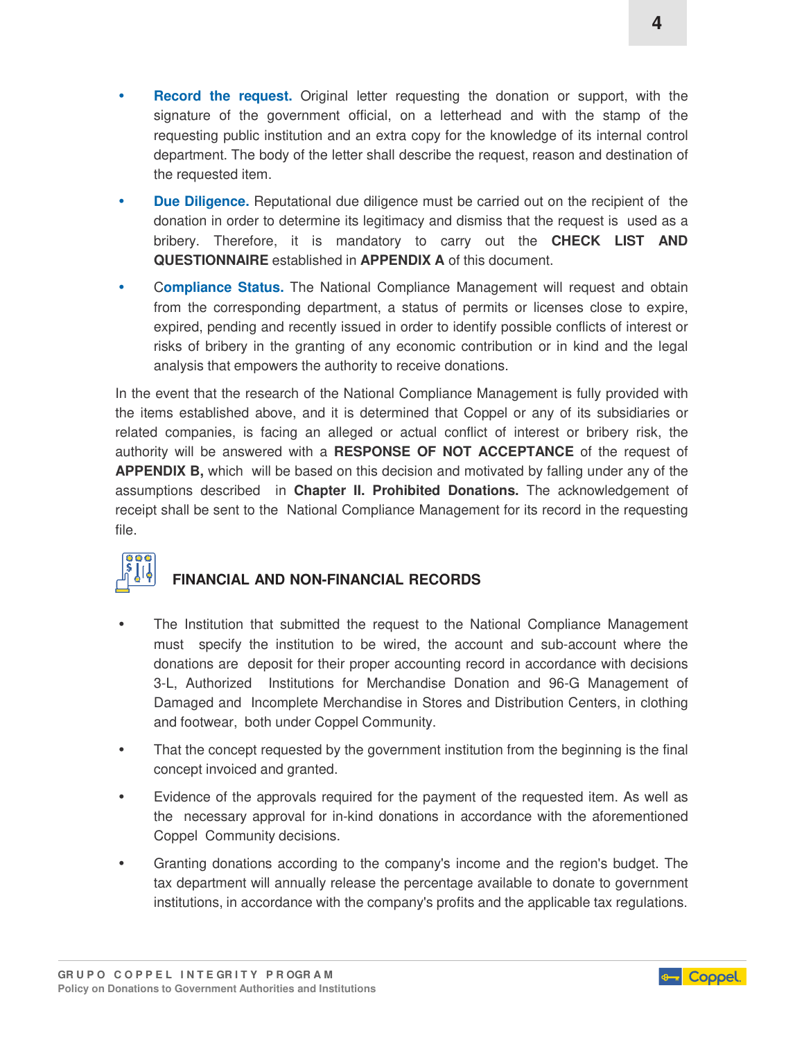- **Record the request.** Original letter requesting the donation or support, with the signature of the government official, on a letterhead and with the stamp of the requesting public institution and an extra copy for the knowledge of its internal control department. The body of the letter shall describe the request, reason and destination of the requested item.
- **Due Diligence.** Reputational due diligence must be carried out on the recipient of the donation in order to determine its legitimacy and dismiss that the request is used as a bribery. Therefore, it is mandatory to carry out the **CHECK LIST AND QUESTIONNAIRE** established in **APPENDIX A** of this document.
- **Compliance Status.** The National Compliance Management will request and obtain from the corresponding department, a status of permits or licenses close to expire, expired, pending and recently issued in order to identify possible conflicts of interest or risks of bribery in the granting of any economic contribution or in kind and the legal analysis that empowers the authority to receive donations.

In the event that the research of the National Compliance Management is fully provided with the items established above, and it is determined that Coppel or any of its subsidiaries or related companies, is facing an alleged or actual conflict of interest or bribery risk, the authority will be answered with a **RESPONSE OF NOT ACCEPTANCE** of the request of **APPENDIX B,** which will be based on this decision and motivated by falling under any of the assumptions described in **Chapter II. Prohibited Donations.** The acknowledgement of receipt shall be sent to the National Compliance Management for its record in the requesting file.

## FINANCIAL AND NON-FINANCIAL RECORDS

- The Institution that submitted the request to the National Compliance Management must specify the institution to be wired, the account and sub-account where the donations are deposit for their proper accounting record in accordance with decisions 3-L, Authorized Institutions for Merchandise Donation and 96-G Management of Damaged and Incomplete Merchandise in Stores and Distribution Centers, in clothing and footwear, both under Coppel Community.
- That the concept requested by the government institution from the beginning is the final concept invoiced and granted.
- Evidence of the approvals required for the payment of the requested item. As well as the necessary approval for in-kind donations in accordance with the aforementioned Coppel Community decisions.
- Granting donations according to the company's income and the region's budget. The tax department will annually release the percentage available to donate to government institutions, in accordance with the company's profits and the applicable tax regulations.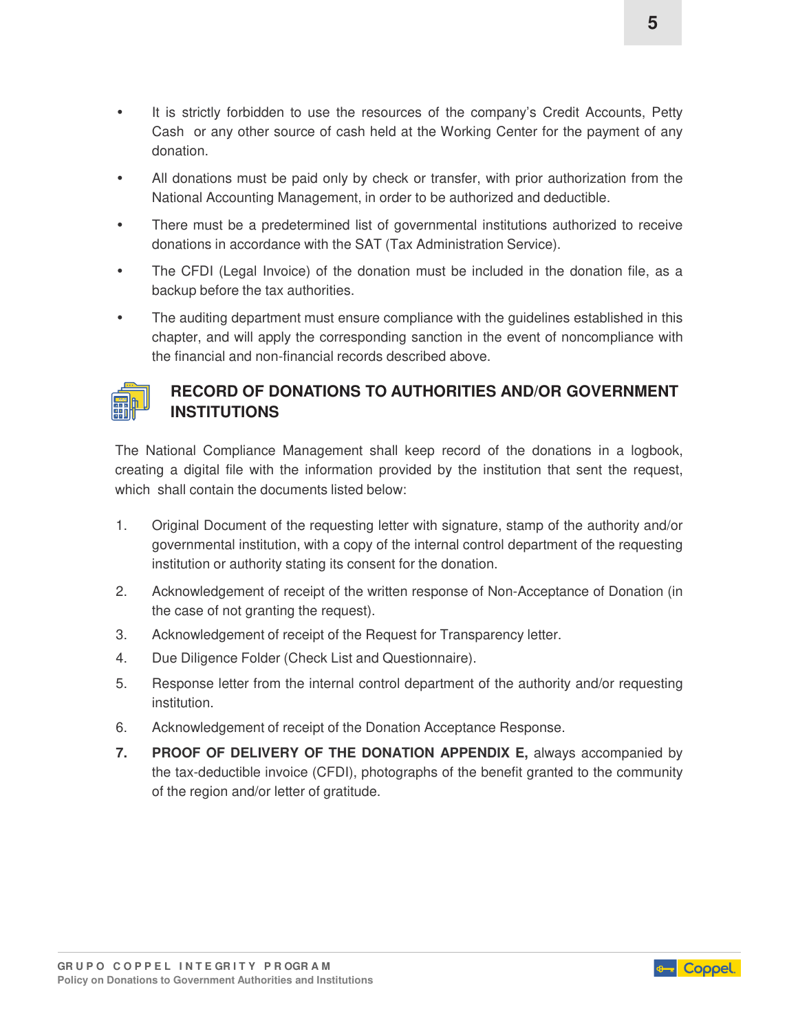- It is strictly forbidden to use the resources of the company's Credit Accounts, Petty Cash or any other source of cash held at the Working Center for the payment of any donation.
- All donations must be paid only by check or transfer, with prior authorization from the National Accounting Management, in order to be authorized and deductible.
- There must be a predetermined list of governmental institutions authorized to receive donations in accordance with the SAT (Tax Administration Service).
- The CFDI (Legal Invoice) of the donation must be included in the donation file, as a backup before the tax authorities.
- The auditing department must ensure compliance with the guidelines established in this chapter, and will apply the corresponding sanction in the event of noncompliance with the financial and non-financial records described above.

## RECORD OF DONATIONS TO AUTHORITIES AND/OR GOVERNMENT INSTITUTIONS

The National Compliance Management shall keep record of the donations in a logbook, creating a digital file with the information provided by the institution that sent the request, which shall contain the documents listed below:

1. Original Document of the requesting letter with signature, stamp of the authority and/or governmental institution, with a copy of the internal control department of the requesting institution or authority stating its consent for the donation.
2. Acknowledgement of receipt of the written response of Non-Acceptance of Donation (in the case of not granting the request).
3. Acknowledgement of receipt of the Request for Transparency letter.
4. Due Diligence Folder (Check List and Questionnaire).
5. Response letter from the internal control department of the authority and/or requesting institution.
6. Acknowledgement of receipt of the Donation Acceptance Response.
7. **PROOF OF DELIVERY OF THE DONATION APPENDIX E,** always accompanied by the tax-deductible invoice (CFDI), photographs of the benefit granted to the community of the region and/or letter of gratitude.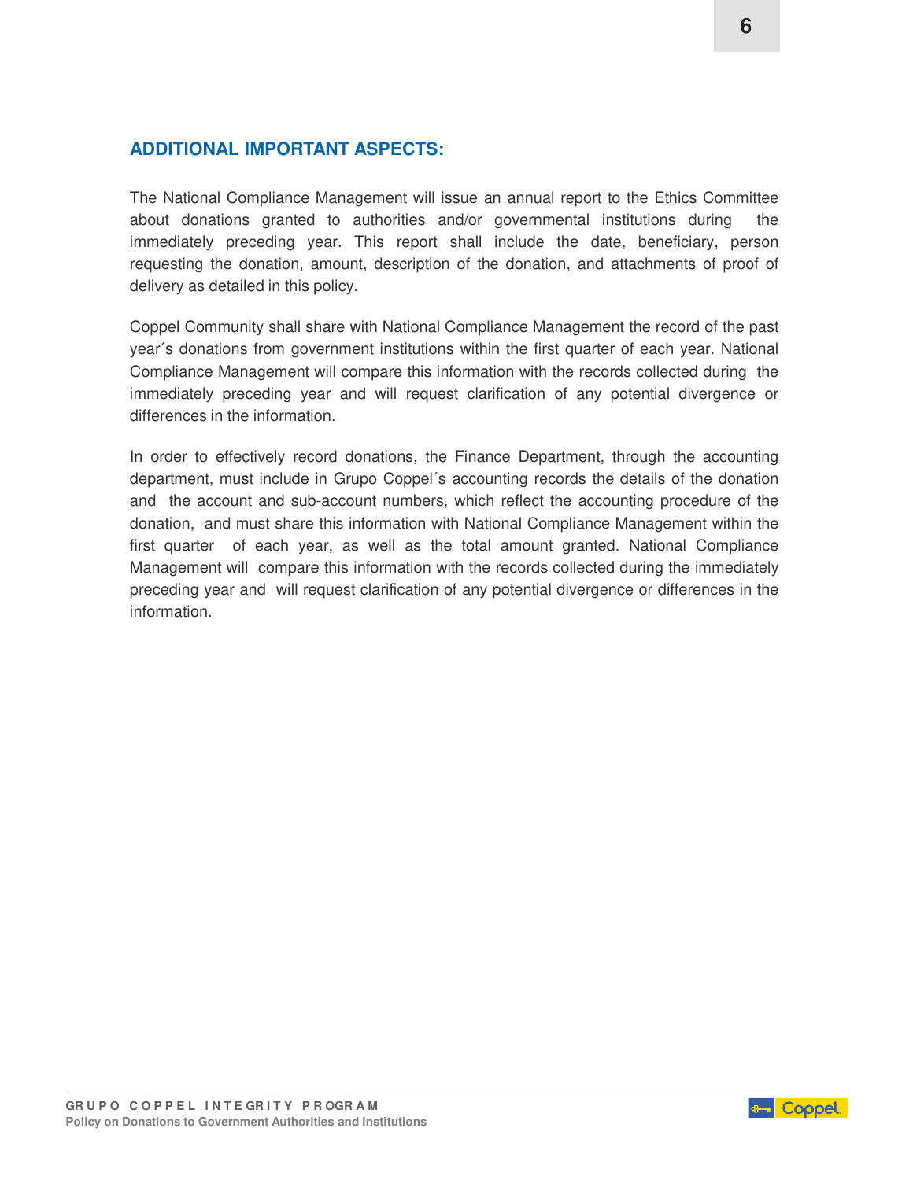## ADDITIONAL IMPORTANT ASPECTS:

The National Compliance Management will issue an annual report to the Ethics Committee about donations granted to authorities and/or governmental institutions during the immediately preceding year. This report shall include the date, beneficiary, person requesting the donation, amount, description of the donation, and attachments of proof of delivery as detailed in this policy.

Coppel Community shall share with National Compliance Management the record of the past year´s donations from government institutions within the first quarter of each year. National Compliance Management will compare this information with the records collected during the immediately preceding year and will request clarification of any potential divergence or differences in the information.

In order to effectively record donations, the Finance Department, through the accounting department, must include in Grupo Coppel´s accounting records the details of the donation and the account and sub-account numbers, which reflect the accounting procedure of the donation, and must share this information with National Compliance Management within the first quarter of each year, as well as the total amount granted. National Compliance Management will compare this information with the records collected during the immediately preceding year and will request clarification of any potential divergence or differences in the information.